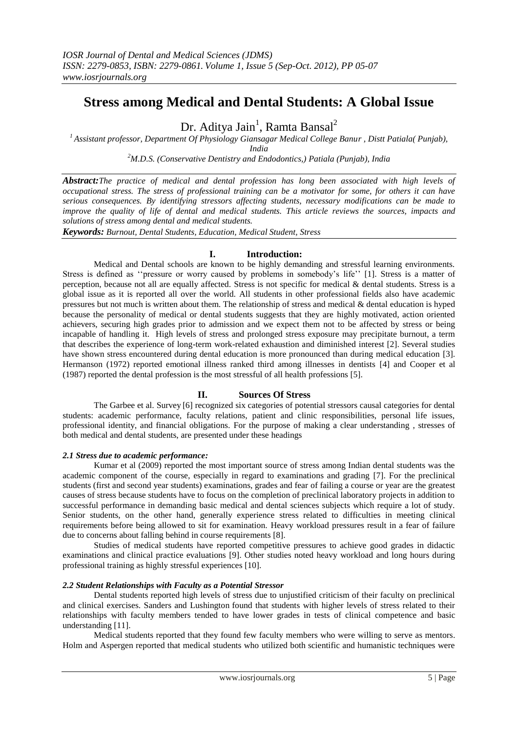# Stress among Medical and Dental Students: A Global Issue

Dr. Aditya Jain[1], Ramta Bansal[2]

[1] Assistant professor, Department Of Physiology Giansagar Medical College Banur , Distt Patiala( Punjab), India

[2] M.D.S. (Conservative Dentistry and Endodontics,) Patiala (Punjab), India

***Abstract:*** *The practice of medical and dental profession has long been associated with high levels of occupational stress. The stress of professional training can be a motivator for some, for others it can have serious consequences. By identifying stressors affecting students, necessary modifications can be made to improve the quality of life of dental and medical students. This article reviews the sources, impacts and solutions of stress among dental and medical students.*

***Keywords:*** *Burnout, Dental Students, Education, Medical Student, Stress*

## I. Introduction:

Medical and Dental schools are known to be highly demanding and stressful learning environments. Stress is defined as ''pressure or worry caused by problems in somebody's life'' [1]. Stress is a matter of perception, because not all are equally affected. Stress is not specific for medical & dental students. Stress is a global issue as it is reported all over the world. All students in other professional fields also have academic pressures but not much is written about them. The relationship of stress and medical & dental education is hyped because the personality of medical or dental students suggests that they are highly motivated, action oriented achievers, securing high grades prior to admission and we expect them not to be affected by stress or being incapable of handling it. High levels of stress and prolonged stress exposure may precipitate burnout, a term that describes the experience of long-term work-related exhaustion and diminished interest [2]. Several studies have shown stress encountered during dental education is more pronounced than during medical education [3]. Hermanson (1972) reported emotional illness ranked third among illnesses in dentists [4] and Cooper et al (1987) reported the dental profession is the most stressful of all health professions [5].

## II. Sources Of Stress

The Garbee et al. Survey [6] recognized six categories of potential stressors causal categories for dental students: academic performance, faculty relations, patient and clinic responsibilities, personal life issues, professional identity, and financial obligations. For the purpose of making a clear understanding , stresses of both medical and dental students, are presented under these headings

### *2.1 Stress due to academic performance:*

Kumar et al (2009) reported the most important source of stress among Indian dental students was the academic component of the course, especially in regard to examinations and grading [7]. For the preclinical students (first and second year students) examinations, grades and fear of failing a course or year are the greatest causes of stress because students have to focus on the completion of preclinical laboratory projects in addition to successful performance in demanding basic medical and dental sciences subjects which require a lot of study. Senior students, on the other hand, generally experience stress related to difficulties in meeting clinical requirements before being allowed to sit for examination. Heavy workload pressures result in a fear of failure due to concerns about falling behind in course requirements [8].

Studies of medical students have reported competitive pressures to achieve good grades in didactic examinations and clinical practice evaluations [9]. Other studies noted heavy workload and long hours during professional training as highly stressful experiences [10].

### *2.2 Student Relationships with Faculty as a Potential Stressor*

Dental students reported high levels of stress due to unjustified criticism of their faculty on preclinical and clinical exercises. Sanders and Lushington found that students with higher levels of stress related to their relationships with faculty members tended to have lower grades in tests of clinical competence and basic understanding [11].

Medical students reported that they found few faculty members who were willing to serve as mentors. Holm and Aspergen reported that medical students who utilized both scientific and humanistic techniques were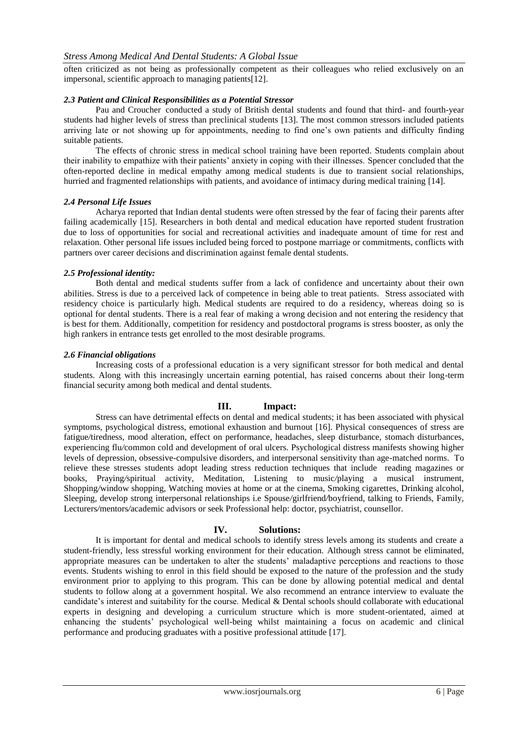often criticized as not being as professionally competent as their colleagues who relied exclusively on an impersonal, scientific approach to managing patients[12].

### *2.3 Patient and Clinical Responsibilities as a Potential Stressor*

Pau and Croucher conducted a study of British dental students and found that third- and fourth-year students had higher levels of stress than preclinical students [13]. The most common stressors included patients arriving late or not showing up for appointments, needing to find one's own patients and difficulty finding suitable patients.

The effects of chronic stress in medical school training have been reported. Students complain about their inability to empathize with their patients' anxiety in coping with their illnesses. Spencer concluded that the often-reported decline in medical empathy among medical students is due to transient social relationships, hurried and fragmented relationships with patients, and avoidance of intimacy during medical training [14].

### *2.4 Personal Life Issues*

Acharya reported that Indian dental students were often stressed by the fear of facing their parents after failing academically [15]. Researchers in both dental and medical education have reported student frustration due to loss of opportunities for social and recreational activities and inadequate amount of time for rest and relaxation. Other personal life issues included being forced to postpone marriage or commitments, conflicts with partners over career decisions and discrimination against female dental students.

### *2.5 Professional identity:*

Both dental and medical students suffer from a lack of confidence and uncertainty about their own abilities. Stress is due to a perceived lack of competence in being able to treat patients. Stress associated with residency choice is particularly high. Medical students are required to do a residency, whereas doing so is optional for dental students. There is a real fear of making a wrong decision and not entering the residency that is best for them. Additionally, competition for residency and postdoctoral programs is stress booster, as only the high rankers in entrance tests get enrolled to the most desirable programs.

### *2.6 Financial obligations*

Increasing costs of a professional education is a very significant stressor for both medical and dental students. Along with this increasingly uncertain earning potential, has raised concerns about their long-term financial security among both medical and dental students.

## III. Impact:

Stress can have detrimental effects on dental and medical students; it has been associated with physical symptoms, psychological distress, emotional exhaustion and burnout [16]. Physical consequences of stress are fatigue/tiredness, mood alteration, effect on performance, headaches, sleep disturbance, stomach disturbances, experiencing flu/common cold and development of oral ulcers. Psychological distress manifests showing higher levels of depression, obsessive-compulsive disorders, and interpersonal sensitivity than age-matched norms. To relieve these stresses students adopt leading stress reduction techniques that include reading magazines or books, Praying/spiritual activity, Meditation, Listening to music/playing a musical instrument, Shopping/window shopping, Watching movies at home or at the cinema, Smoking cigarettes, Drinking alcohol, Sleeping, develop strong interpersonal relationships i.e Spouse/girlfriend/boyfriend, talking to Friends, Family, Lecturers/mentors/academic advisors or seek Professional help: doctor, psychiatrist, counsellor.

## IV. Solutions:

It is important for dental and medical schools to identify stress levels among its students and create a student-friendly, less stressful working environment for their education. Although stress cannot be eliminated, appropriate measures can be undertaken to alter the students' maladaptive perceptions and reactions to those events. Students wishing to enrol in this field should be exposed to the nature of the profession and the study environment prior to applying to this program. This can be done by allowing potential medical and dental students to follow along at a government hospital. We also recommend an entrance interview to evaluate the candidate's interest and suitability for the course. Medical & Dental schools should collaborate with educational experts in designing and developing a curriculum structure which is more student-orientated, aimed at enhancing the students' psychological well-being whilst maintaining a focus on academic and clinical performance and producing graduates with a positive professional attitude [17].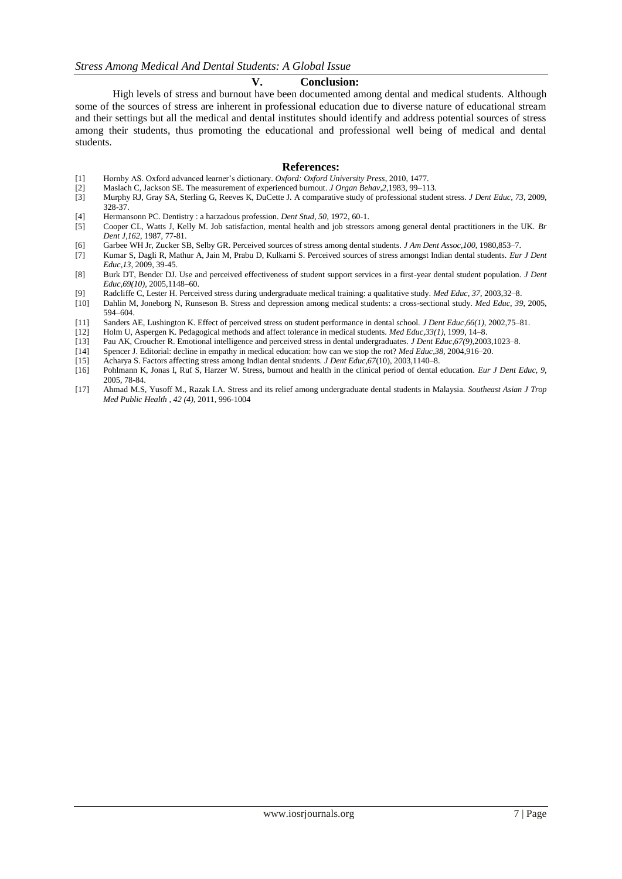## V. Conclusion:

High levels of stress and burnout have been documented among dental and medical students. Although some of the sources of stress are inherent in professional education due to diverse nature of educational stream and their settings but all the medical and dental institutes should identify and address potential sources of stress among their students, thus promoting the educational and professional well being of medical and dental students.

## References:

[1] Hornby AS. Oxford advanced learner's dictionary. *Oxford: Oxford University Press*, 2010, 1477.

[2] Maslach C, Jackson SE. The measurement of experienced burnout. *J Organ Behav,2*,1983, 99–113.

[3] Murphy RJ, Gray SA, Sterling G, Reeves K, DuCette J. A comparative study of professional student stress. *J Dent Educ, 73*, 2009, 328-37.

[4] Hermansonn PC. Dentistry : a harzadous profession. *Dent Stud, 50*, 1972, 60-1.

[5] Cooper CL, Watts J, Kelly M. Job satisfaction, mental health and job stressors among general dental practitioners in the UK. *Br Dent J,162*, 1987, 77-81.

[6] Garbee WH Jr, Zucker SB, Selby GR. Perceived sources of stress among dental students. *J Am Dent Assoc,100*, 1980,853–7.

[7] Kumar S, Dagli R, Mathur A, Jain M, Prabu D, Kulkarni S. Perceived sources of stress amongst Indian dental students. *Eur J Dent Educ,13*, 2009, 39-45.

[8] Burk DT, Bender DJ. Use and perceived effectiveness of student support services in a first-year dental student population. *J Dent Educ,69(10)*, 2005,1148–60.

[9] Radcliffe C, Lester H. Perceived stress during undergraduate medical training: a qualitative study. *Med Educ, 37*, 2003,32–8.

[10] Dahlin M, Joneborg N, Runseson B. Stress and depression among medical students: a cross-sectional study. *Med Educ, 39*, 2005, 594–604.

[11] Sanders AE, Lushington K. Effect of perceived stress on student performance in dental school. *J Dent Educ,66(1)*, 2002,75–81.

[12] Holm U, Aspergen K. Pedagogical methods and affect tolerance in medical students. *Med Educ,33(1)*, 1999, 14–8.

[13] Pau AK, Croucher R. Emotional intelligence and perceived stress in dental undergraduates. *J Dent Educ,67(9)*,2003,1023–8.

[14] Spencer J. Editorial: decline in empathy in medical education: how can we stop the rot? *Med Educ,38*, 2004,916–20.

[15] Acharya S. Factors affecting stress among Indian dental students. *J Dent Educ,67*(10), 2003,1140–8.

[16] Pohlmann K, Jonas I, Ruf S, Harzer W. Stress, burnout and health in the clinical period of dental education. *Eur J Dent Educ, 9,* 2005, 78-84.

[17] Ahmad M.S, Yusoff M., Razak I.A. Stress and its relief among undergraduate dental students in Malaysia. *Southeast Asian J Trop Med Public Health , 42 (4)*, 2011, 996-1004